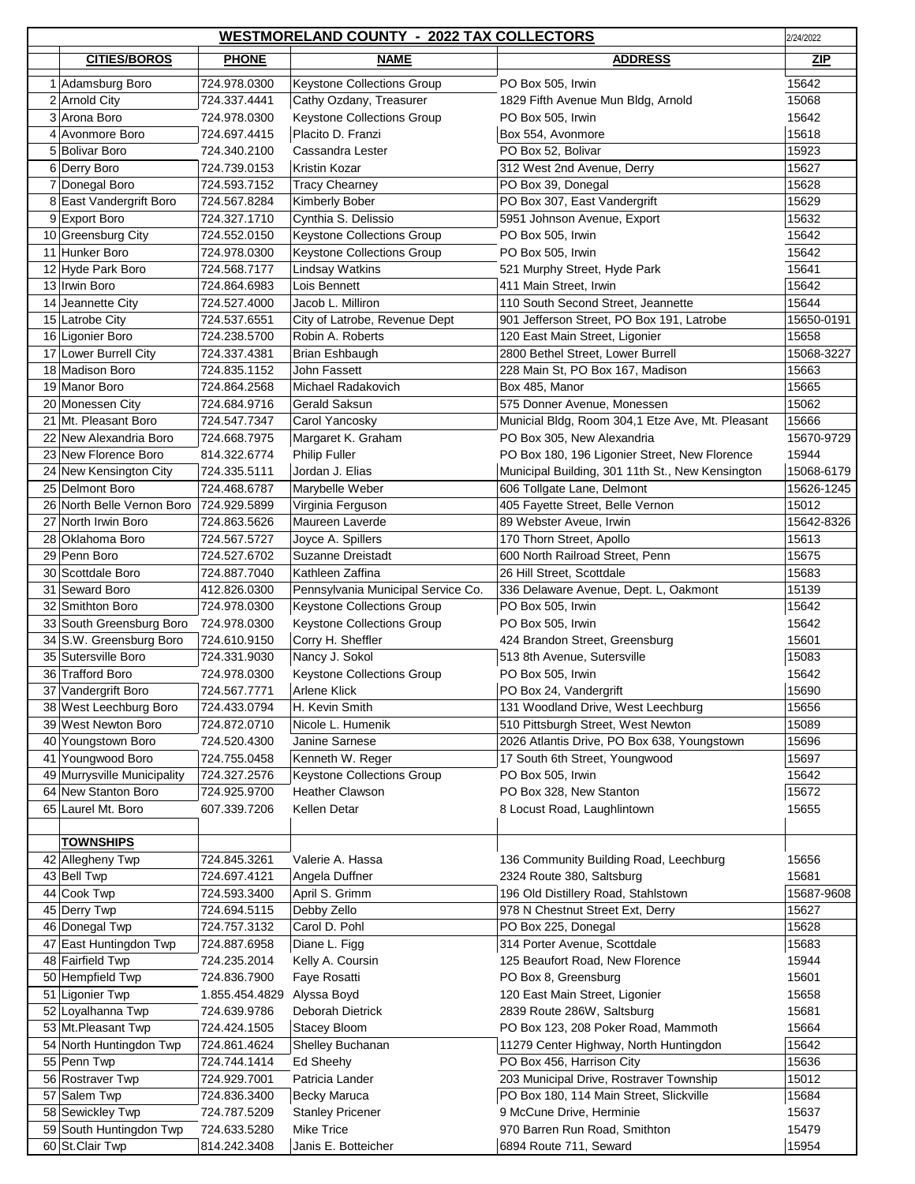# WESTMORELAND COUNTY - 2022 TAX COLLECTORS

2/24/2022

| | CITIES/BOROS | PHONE | NAME | ADDRESS | ZIP |
|---|---|---|---|---|---|
| 1 | Adamsburg Boro | 724.978.0300 | Keystone Collections Group | PO Box 505, Irwin | 15642 |
| 2 | Arnold City | 724.337.4441 | Cathy Ozdany, Treasurer | 1829 Fifth Avenue Mun Bldg, Arnold | 15068 |
| 3 | Arona Boro | 724.978.0300 | Keystone Collections Group | PO Box 505, Irwin | 15642 |
| 4 | Avonmore Boro | 724.697.4415 | Placito D. Franzi | Box 554, Avonmore | 15618 |
| 5 | Bolivar Boro | 724.340.2100 | Cassandra Lester | PO Box 52, Bolivar | 15923 |
| 6 | Derry Boro | 724.739.0153 | Kristin Kozar | 312 West 2nd Avenue, Derry | 15627 |
| 7 | Donegal Boro | 724.593.7152 | Tracy Chearney | PO Box 39, Donegal | 15628 |
| 8 | East Vandergrift Boro | 724.567.8284 | Kimberly Bober | PO Box 307, East Vandergrift | 15629 |
| 9 | Export Boro | 724.327.1710 | Cynthia S. Delissio | 5951 Johnson Avenue, Export | 15632 |
| 10 | Greensburg City | 724.552.0150 | Keystone Collections Group | PO Box 505, Irwin | 15642 |
| 11 | Hunker Boro | 724.978.0300 | Keystone Collections Group | PO Box 505, Irwin | 15642 |
| 12 | Hyde Park Boro | 724.568.7177 | Lindsay Watkins | 521 Murphy Street, Hyde Park | 15641 |
| 13 | Irwin Boro | 724.864.6983 | Lois Bennett | 411 Main Street, Irwin | 15642 |
| 14 | Jeannette City | 724.527.4000 | Jacob L. Milliron | 110 South Second Street, Jeannette | 15644 |
| 15 | Latrobe City | 724.537.6551 | City of Latrobe, Revenue Dept | 901 Jefferson Street, PO Box 191, Latrobe | 15650-0191 |
| 16 | Ligonier Boro | 724.238.5700 | Robin A. Roberts | 120 East Main Street, Ligonier | 15658 |
| 17 | Lower Burrell City | 724.337.4381 | Brian Eshbaugh | 2800 Bethel Street, Lower Burrell | 15068-3227 |
| 18 | Madison Boro | 724.835.1152 | John Fassett | 228 Main St, PO Box 167, Madison | 15663 |
| 19 | Manor Boro | 724.864.2568 | Michael Radakovich | Box 485, Manor | 15665 |
| 20 | Monessen City | 724.684.9716 | Gerald Saksun | 575 Donner Avenue, Monessen | 15062 |
| 21 | Mt. Pleasant Boro | 724.547.7347 | Carol Yancosky | Municial Bldg, Room 304,1 Etze Ave, Mt. Pleasant | 15666 |
| 22 | New Alexandria Boro | 724.668.7975 | Margaret K. Graham | PO Box 305, New Alexandria | 15670-9729 |
| 23 | New Florence Boro | 814.322.6774 | Philip Fuller | PO Box 180, 196 Ligonier Street, New Florence | 15944 |
| 24 | New Kensington City | 724.335.5111 | Jordan J. Elias | Municipal Building, 301 11th St., New Kensington | 15068-6179 |
| 25 | Delmont Boro | 724.468.6787 | Marybelle Weber | 606 Tollgate Lane, Delmont | 15626-1245 |
| 26 | North Belle Vernon Boro | 724.929.5899 | Virginia Ferguson | 405 Fayette Street, Belle Vernon | 15012 |
| 27 | North Irwin Boro | 724.863.5626 | Maureen Laverde | 89 Webster Aveue, Irwin | 15642-8326 |
| 28 | Oklahoma Boro | 724.567.5727 | Joyce A. Spillers | 170 Thorn Street, Apollo | 15613 |
| 29 | Penn Boro | 724.527.6702 | Suzanne Dreistadt | 600 North Railroad Street, Penn | 15675 |
| 30 | Scottdale Boro | 724.887.7040 | Kathleen Zaffina | 26 Hill Street, Scottdale | 15683 |
| 31 | Seward Boro | 412.826.0300 | Pennsylvania Municipal Service Co. | 336 Delaware Avenue, Dept. L, Oakmont | 15139 |
| 32 | Smithton Boro | 724.978.0300 | Keystone Collections Group | PO Box 505, Irwin | 15642 |
| 33 | South Greensburg Boro | 724.978.0300 | Keystone Collections Group | PO Box 505, Irwin | 15642 |
| 34 | S.W. Greensburg Boro | 724.610.9150 | Corry H. Sheffler | 424 Brandon Street, Greensburg | 15601 |
| 35 | Sutersville Boro | 724.331.9030 | Nancy J. Sokol | 513 8th Avenue, Sutersville | 15083 |
| 36 | Trafford Boro | 724.978.0300 | Keystone Collections Group | PO Box 505, Irwin | 15642 |
| 37 | Vandergrift Boro | 724.567.7771 | Arlene Klick | PO Box 24, Vandergrift | 15690 |
| 38 | West Leechburg Boro | 724.433.0794 | H. Kevin Smith | 131 Woodland Drive, West Leechburg | 15656 |
| 39 | West Newton Boro | 724.872.0710 | Nicole L. Humenik | 510 Pittsburgh Street, West Newton | 15089 |
| 40 | Youngstown Boro | 724.520.4300 | Janine Sarnese | 2026 Atlantis Drive, PO Box 638, Youngstown | 15696 |
| 41 | Youngwood Boro | 724.755.0458 | Kenneth W. Reger | 17 South 6th Street, Youngwood | 15697 |
| 49 | Murrysville Municipality | 724.327.2576 | Keystone Collections Group | PO Box 505, Irwin | 15642 |
| 64 | New Stanton Boro | 724.925.9700 | Heather Clawson | PO Box 328, New Stanton | 15672 |
| 65 | Laurel Mt. Boro | 607.339.7206 | Kellen Detar | 8 Locust Road, Laughlintown | 15655 |
| | | | | | |
| | **TOWNSHIPS** | | | | |
| 42 | Allegheny Twp | 724.845.3261 | Valerie A. Hassa | 136 Community Building Road, Leechburg | 15656 |
| 43 | Bell Twp | 724.697.4121 | Angela Duffner | 2324 Route 380, Saltsburg | 15681 |
| 44 | Cook Twp | 724.593.3400 | April S. Grimm | 196 Old Distillery Road, Stahlstown | 15687-9608 |
| 45 | Derry Twp | 724.694.5115 | Debby Zello | 978 N Chestnut Street Ext, Derry | 15627 |
| 46 | Donegal Twp | 724.757.3132 | Carol D. Pohl | PO Box 225, Donegal | 15628 |
| 47 | East Huntingdon Twp | 724.887.6958 | Diane L. Figg | 314 Porter Avenue, Scottdale | 15683 |
| 48 | Fairfield Twp | 724.235.2014 | Kelly A. Coursin | 125 Beaufort Road, New Florence | 15944 |
| 50 | Hempfield Twp | 724.836.7900 | Faye Rosatti | PO Box 8, Greensburg | 15601 |
| 51 | Ligonier Twp | 1.855.454.4829 | Alyssa Boyd | 120 East Main Street, Ligonier | 15658 |
| 52 | Loyalhanna Twp | 724.639.9786 | Deborah Dietrick | 2839 Route 286W, Saltsburg | 15681 |
| 53 | Mt.Pleasant Twp | 724.424.1505 | Stacey Bloom | PO Box 123, 208 Poker Road, Mammoth | 15664 |
| 54 | North Huntingdon Twp | 724.861.4624 | Shelley Buchanan | 11279 Center Highway, North Huntingdon | 15642 |
| 55 | Penn Twp | 724.744.1414 | Ed Sheehy | PO Box 456, Harrison City | 15636 |
| 56 | Rostraver Twp | 724.929.7001 | Patricia Lander | 203 Municipal Drive, Rostraver Township | 15012 |
| 57 | Salem Twp | 724.836.3400 | Becky Maruca | PO Box 180, 114 Main Street, Slickville | 15684 |
| 58 | Sewickley Twp | 724.787.5209 | Stanley Pricener | 9 McCune Drive, Herminie | 15637 |
| 59 | South Huntingdon Twp | 724.633.5280 | Mike Trice | 970 Barren Run Road, Smithton | 15479 |
| 60 | St.Clair Twp | 814.242.3408 | Janis E. Botteicher | 6894 Route 711, Seward | 15954 |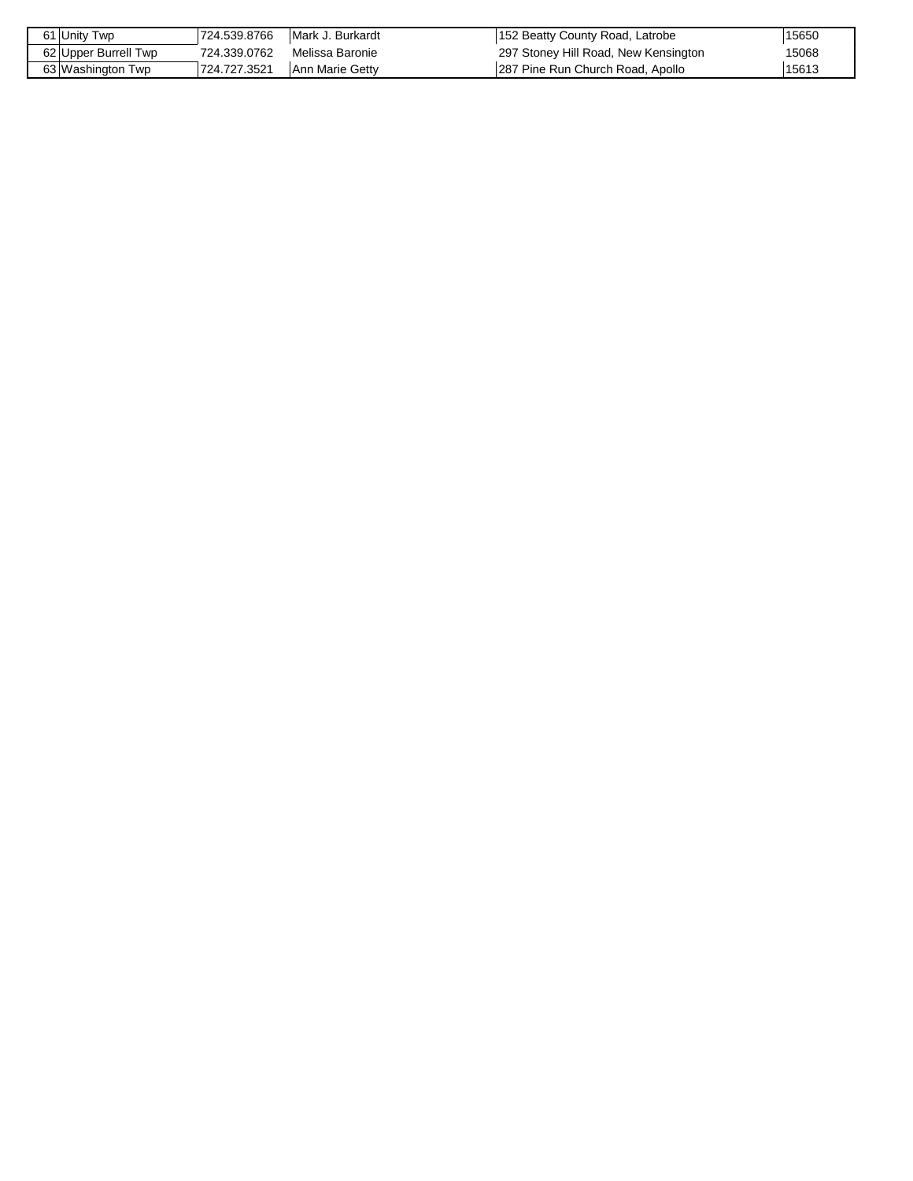| | | | | | |
|---|---|---|---|---|---|
| 61 | Unity Twp | 724.539.8766 | Mark J. Burkardt | 152 Beatty County Road, Latrobe | 15650 |
| 62 | Upper Burrell Twp | 724.339.0762 | Melissa Baronie | 297 Stoney Hill Road, New Kensington | 15068 |
| 63 | Washington Twp | 724.727.3521 | Ann Marie Getty | 287 Pine Run Church Road, Apollo | 15613 |